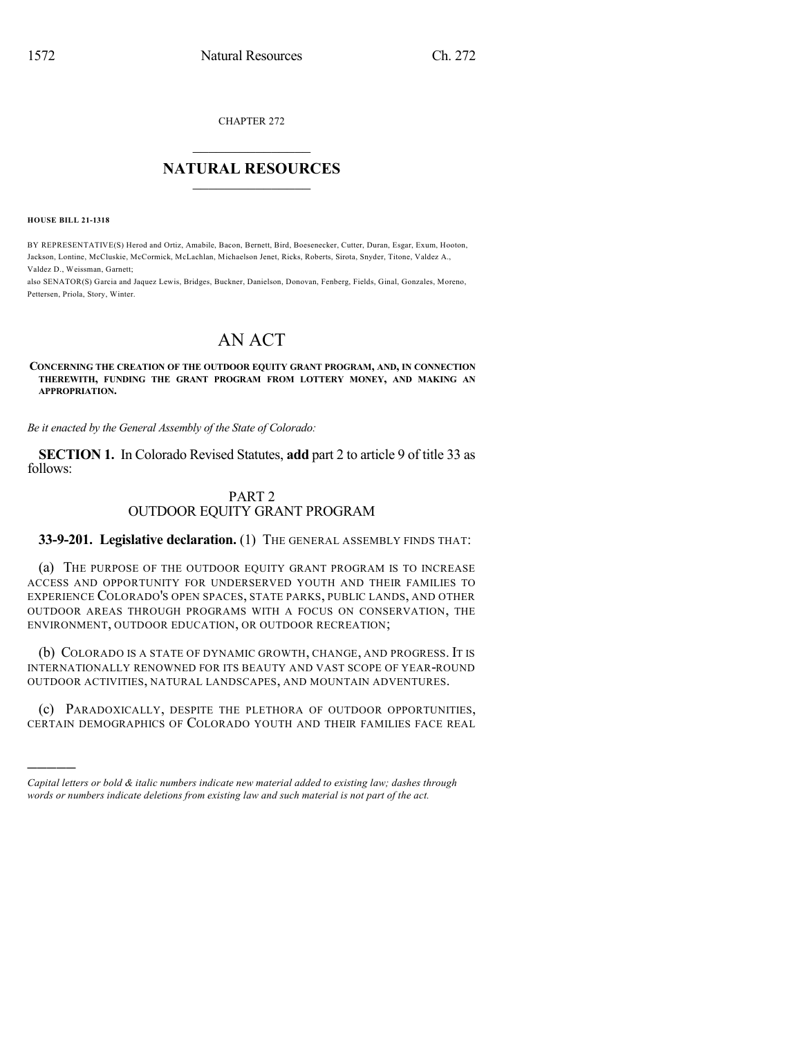CHAPTER 272

## NATURAL RESOURCES

**HOUSE BILL 21-1318**

BY REPRESENTATIVE(S) Herod and Ortiz, Amabile, Bacon, Bernett, Bird, Boesenecker, Cutter, Duran, Esgar, Exum, Hooton, Jackson, Lontine, McCluskie, McCormick, McLachlan, Michaelson Jenet, Ricks, Roberts, Sirota, Snyder, Titone, Valdez A., Valdez D., Weissman, Garnett;
also SENATOR(S) Garcia and Jaquez Lewis, Bridges, Buckner, Danielson, Donovan, Fenberg, Fields, Ginal, Gonzales, Moreno, Pettersen, Priola, Story, Winter.

# AN ACT

**CONCERNING THE CREATION OF THE OUTDOOR EQUITY GRANT PROGRAM, AND, IN CONNECTION THEREWITH, FUNDING THE GRANT PROGRAM FROM LOTTERY MONEY, AND MAKING AN APPROPRIATION.**

*Be it enacted by the General Assembly of the State of Colorado:*

**SECTION 1.** In Colorado Revised Statutes, **add** part 2 to article 9 of title 33 as follows:

PART 2
OUTDOOR EQUITY GRANT PROGRAM

**33-9-201. Legislative declaration.** (1) THE GENERAL ASSEMBLY FINDS THAT:

(a) THE PURPOSE OF THE OUTDOOR EQUITY GRANT PROGRAM IS TO INCREASE ACCESS AND OPPORTUNITY FOR UNDERSERVED YOUTH AND THEIR FAMILIES TO EXPERIENCE COLORADO'S OPEN SPACES, STATE PARKS, PUBLIC LANDS, AND OTHER OUTDOOR AREAS THROUGH PROGRAMS WITH A FOCUS ON CONSERVATION, THE ENVIRONMENT, OUTDOOR EDUCATION, OR OUTDOOR RECREATION;

(b) COLORADO IS A STATE OF DYNAMIC GROWTH, CHANGE, AND PROGRESS. IT IS INTERNATIONALLY RENOWNED FOR ITS BEAUTY AND VAST SCOPE OF YEAR-ROUND OUTDOOR ACTIVITIES, NATURAL LANDSCAPES, AND MOUNTAIN ADVENTURES.

(c) PARADOXICALLY, DESPITE THE PLETHORA OF OUTDOOR OPPORTUNITIES, CERTAIN DEMOGRAPHICS OF COLORADO YOUTH AND THEIR FAMILIES FACE REAL

---

*Capital letters or bold & italic numbers indicate new material added to existing law; dashes through words or numbers indicate deletions from existing law and such material is not part of the act.*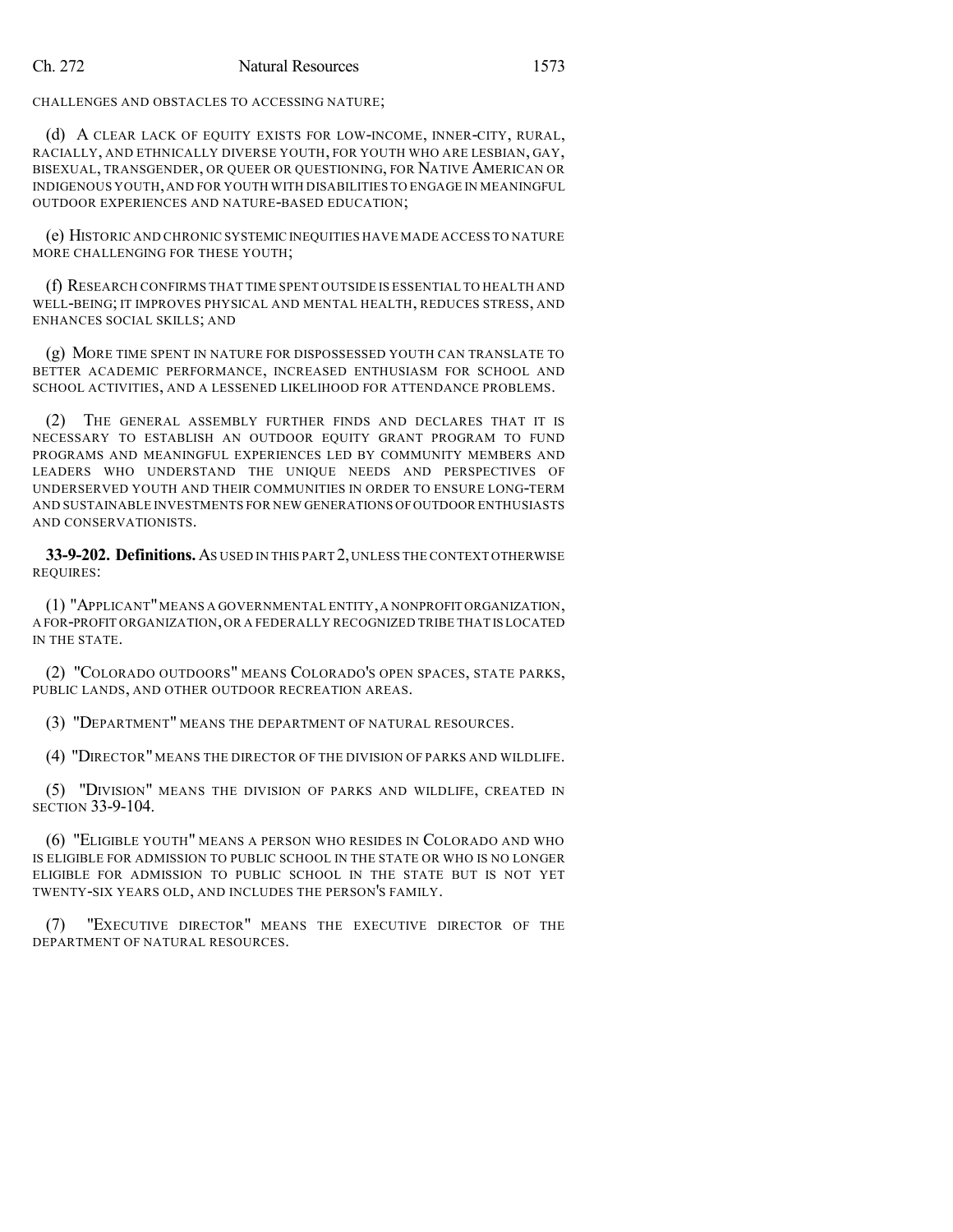CHALLENGES AND OBSTACLES TO ACCESSING NATURE;

(d) A CLEAR LACK OF EQUITY EXISTS FOR LOW-INCOME, INNER-CITY, RURAL, RACIALLY, AND ETHNICALLY DIVERSE YOUTH, FOR YOUTH WHO ARE LESBIAN, GAY, BISEXUAL, TRANSGENDER, OR QUEER OR QUESTIONING, FOR NATIVE AMERICAN OR INDIGENOUS YOUTH, AND FOR YOUTH WITH DISABILITIES TO ENGAGE IN MEANINGFUL OUTDOOR EXPERIENCES AND NATURE-BASED EDUCATION;

(e) HISTORIC AND CHRONIC SYSTEMIC INEQUITIES HAVE MADE ACCESS TO NATURE MORE CHALLENGING FOR THESE YOUTH;

(f) RESEARCH CONFIRMS THAT TIME SPENT OUTSIDE IS ESSENTIAL TO HEALTH AND WELL-BEING; IT IMPROVES PHYSICAL AND MENTAL HEALTH, REDUCES STRESS, AND ENHANCES SOCIAL SKILLS; AND

(g) MORE TIME SPENT IN NATURE FOR DISPOSSESSED YOUTH CAN TRANSLATE TO BETTER ACADEMIC PERFORMANCE, INCREASED ENTHUSIASM FOR SCHOOL AND SCHOOL ACTIVITIES, AND A LESSENED LIKELIHOOD FOR ATTENDANCE PROBLEMS.

(2) THE GENERAL ASSEMBLY FURTHER FINDS AND DECLARES THAT IT IS NECESSARY TO ESTABLISH AN OUTDOOR EQUITY GRANT PROGRAM TO FUND PROGRAMS AND MEANINGFUL EXPERIENCES LED BY COMMUNITY MEMBERS AND LEADERS WHO UNDERSTAND THE UNIQUE NEEDS AND PERSPECTIVES OF UNDERSERVED YOUTH AND THEIR COMMUNITIES IN ORDER TO ENSURE LONG-TERM AND SUSTAINABLE INVESTMENTS FOR NEW GENERATIONS OF OUTDOOR ENTHUSIASTS AND CONSERVATIONISTS.

**33-9-202. Definitions.** AS USED IN THIS PART 2, UNLESS THE CONTEXT OTHERWISE REQUIRES:

(1) "APPLICANT" MEANS A GOVERNMENTAL ENTITY, A NONPROFIT ORGANIZATION, A FOR-PROFIT ORGANIZATION, OR A FEDERALLY RECOGNIZED TRIBE THAT IS LOCATED IN THE STATE.

(2) "COLORADO OUTDOORS" MEANS COLORADO'S OPEN SPACES, STATE PARKS, PUBLIC LANDS, AND OTHER OUTDOOR RECREATION AREAS.

(3) "DEPARTMENT" MEANS THE DEPARTMENT OF NATURAL RESOURCES.

(4) "DIRECTOR" MEANS THE DIRECTOR OF THE DIVISION OF PARKS AND WILDLIFE.

(5) "DIVISION" MEANS THE DIVISION OF PARKS AND WILDLIFE, CREATED IN SECTION 33-9-104.

(6) "ELIGIBLE YOUTH" MEANS A PERSON WHO RESIDES IN COLORADO AND WHO IS ELIGIBLE FOR ADMISSION TO PUBLIC SCHOOL IN THE STATE OR WHO IS NO LONGER ELIGIBLE FOR ADMISSION TO PUBLIC SCHOOL IN THE STATE BUT IS NOT YET TWENTY-SIX YEARS OLD, AND INCLUDES THE PERSON'S FAMILY.

(7) "EXECUTIVE DIRECTOR" MEANS THE EXECUTIVE DIRECTOR OF THE DEPARTMENT OF NATURAL RESOURCES.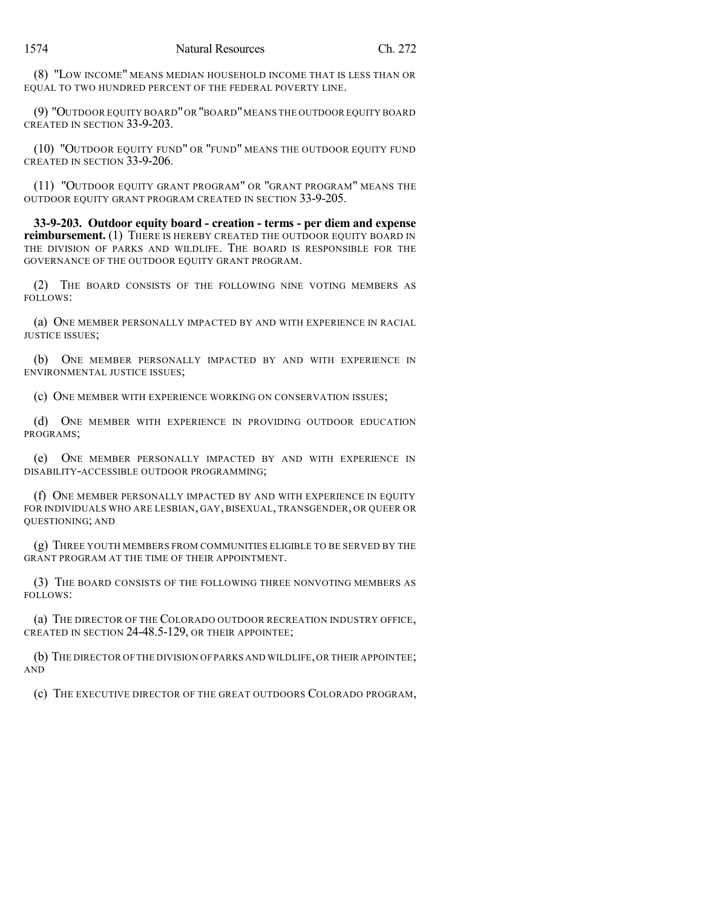(8) "LOW INCOME" MEANS MEDIAN HOUSEHOLD INCOME THAT IS LESS THAN OR EQUAL TO TWO HUNDRED PERCENT OF THE FEDERAL POVERTY LINE.

(9) "OUTDOOR EQUITY BOARD" OR "BOARD" MEANS THE OUTDOOR EQUITY BOARD CREATED IN SECTION 33-9-203.

(10) "OUTDOOR EQUITY FUND" OR "FUND" MEANS THE OUTDOOR EQUITY FUND CREATED IN SECTION 33-9-206.

(11) "OUTDOOR EQUITY GRANT PROGRAM" OR "GRANT PROGRAM" MEANS THE OUTDOOR EQUITY GRANT PROGRAM CREATED IN SECTION 33-9-205.

**33-9-203. Outdoor equity board - creation - terms - per diem and expense reimbursement.** (1) THERE IS HEREBY CREATED THE OUTDOOR EQUITY BOARD IN THE DIVISION OF PARKS AND WILDLIFE. THE BOARD IS RESPONSIBLE FOR THE GOVERNANCE OF THE OUTDOOR EQUITY GRANT PROGRAM.

(2) THE BOARD CONSISTS OF THE FOLLOWING NINE VOTING MEMBERS AS FOLLOWS:

(a) ONE MEMBER PERSONALLY IMPACTED BY AND WITH EXPERIENCE IN RACIAL JUSTICE ISSUES;

(b) ONE MEMBER PERSONALLY IMPACTED BY AND WITH EXPERIENCE IN ENVIRONMENTAL JUSTICE ISSUES;

(c) ONE MEMBER WITH EXPERIENCE WORKING ON CONSERVATION ISSUES;

(d) ONE MEMBER WITH EXPERIENCE IN PROVIDING OUTDOOR EDUCATION PROGRAMS;

(e) ONE MEMBER PERSONALLY IMPACTED BY AND WITH EXPERIENCE IN DISABILITY-ACCESSIBLE OUTDOOR PROGRAMMING;

(f) ONE MEMBER PERSONALLY IMPACTED BY AND WITH EXPERIENCE IN EQUITY FOR INDIVIDUALS WHO ARE LESBIAN, GAY, BISEXUAL, TRANSGENDER, OR QUEER OR QUESTIONING; AND

(g) THREE YOUTH MEMBERS FROM COMMUNITIES ELIGIBLE TO BE SERVED BY THE GRANT PROGRAM AT THE TIME OF THEIR APPOINTMENT.

(3) THE BOARD CONSISTS OF THE FOLLOWING THREE NONVOTING MEMBERS AS FOLLOWS:

(a) THE DIRECTOR OF THE COLORADO OUTDOOR RECREATION INDUSTRY OFFICE, CREATED IN SECTION 24-48.5-129, OR THEIR APPOINTEE;

(b) THE DIRECTOR OF THE DIVISION OF PARKS AND WILDLIFE, OR THEIR APPOINTEE; AND

(c) THE EXECUTIVE DIRECTOR OF THE GREAT OUTDOORS COLORADO PROGRAM,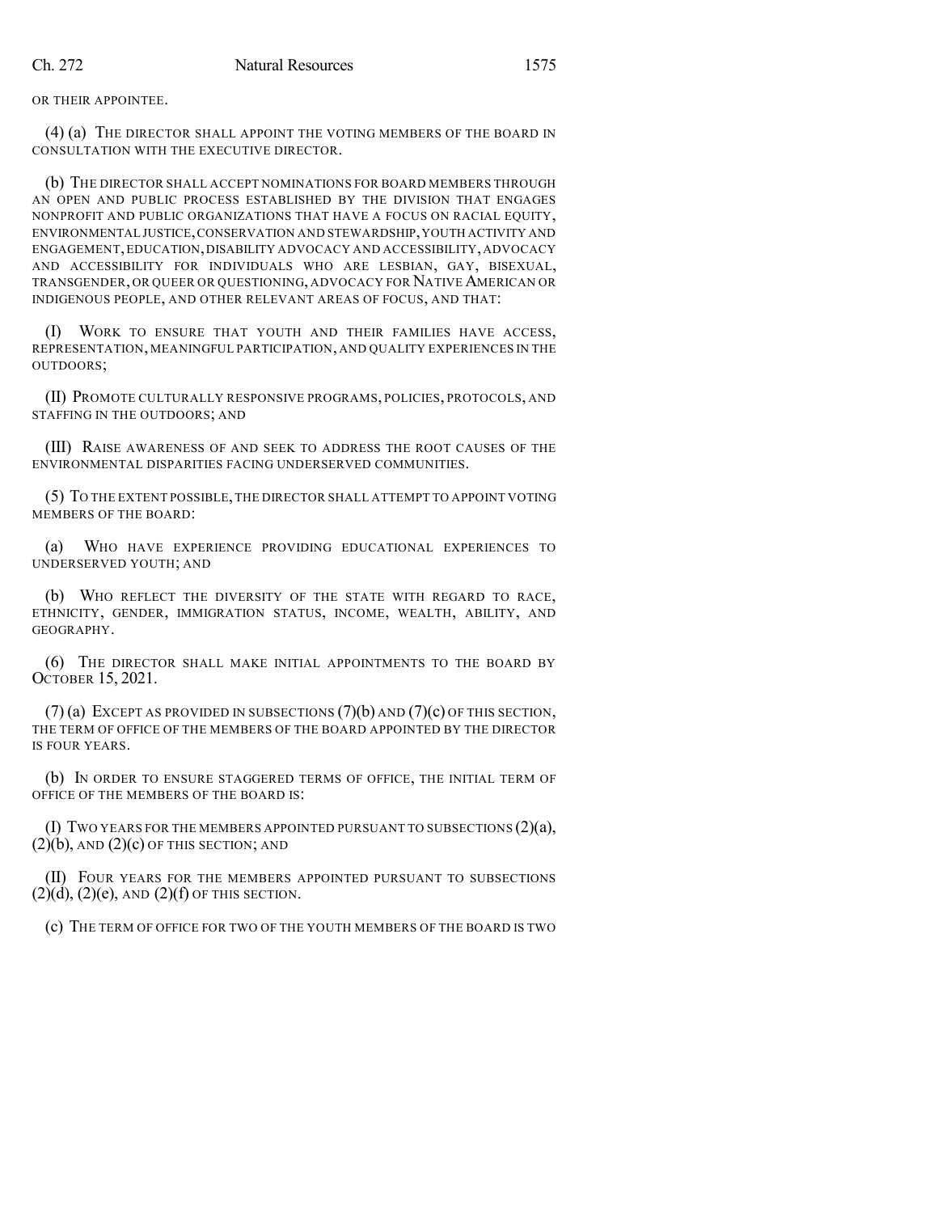OR THEIR APPOINTEE.

(4) (a) THE DIRECTOR SHALL APPOINT THE VOTING MEMBERS OF THE BOARD IN CONSULTATION WITH THE EXECUTIVE DIRECTOR.

(b) THE DIRECTOR SHALL ACCEPT NOMINATIONS FOR BOARD MEMBERS THROUGH AN OPEN AND PUBLIC PROCESS ESTABLISHED BY THE DIVISION THAT ENGAGES NONPROFIT AND PUBLIC ORGANIZATIONS THAT HAVE A FOCUS ON RACIAL EQUITY, ENVIRONMENTAL JUSTICE, CONSERVATION AND STEWARDSHIP, YOUTH ACTIVITY AND ENGAGEMENT, EDUCATION, DISABILITY ADVOCACY AND ACCESSIBILITY, ADVOCACY AND ACCESSIBILITY FOR INDIVIDUALS WHO ARE LESBIAN, GAY, BISEXUAL, TRANSGENDER, OR QUEER OR QUESTIONING, ADVOCACY FOR NATIVE AMERICAN OR INDIGENOUS PEOPLE, AND OTHER RELEVANT AREAS OF FOCUS, AND THAT:

(I) WORK TO ENSURE THAT YOUTH AND THEIR FAMILIES HAVE ACCESS, REPRESENTATION, MEANINGFUL PARTICIPATION, AND QUALITY EXPERIENCES IN THE OUTDOORS;

(II) PROMOTE CULTURALLY RESPONSIVE PROGRAMS, POLICIES, PROTOCOLS, AND STAFFING IN THE OUTDOORS; AND

(III) RAISE AWARENESS OF AND SEEK TO ADDRESS THE ROOT CAUSES OF THE ENVIRONMENTAL DISPARITIES FACING UNDERSERVED COMMUNITIES.

(5) TO THE EXTENT POSSIBLE, THE DIRECTOR SHALL ATTEMPT TO APPOINT VOTING MEMBERS OF THE BOARD:

(a) WHO HAVE EXPERIENCE PROVIDING EDUCATIONAL EXPERIENCES TO UNDERSERVED YOUTH; AND

(b) WHO REFLECT THE DIVERSITY OF THE STATE WITH REGARD TO RACE, ETHNICITY, GENDER, IMMIGRATION STATUS, INCOME, WEALTH, ABILITY, AND GEOGRAPHY.

(6) THE DIRECTOR SHALL MAKE INITIAL APPOINTMENTS TO THE BOARD BY OCTOBER 15, 2021.

(7) (a) EXCEPT AS PROVIDED IN SUBSECTIONS (7)(b) AND (7)(c) OF THIS SECTION, THE TERM OF OFFICE OF THE MEMBERS OF THE BOARD APPOINTED BY THE DIRECTOR IS FOUR YEARS.

(b) IN ORDER TO ENSURE STAGGERED TERMS OF OFFICE, THE INITIAL TERM OF OFFICE OF THE MEMBERS OF THE BOARD IS:

(I) TWO YEARS FOR THE MEMBERS APPOINTED PURSUANT TO SUBSECTIONS (2)(a), (2)(b), AND (2)(c) OF THIS SECTION; AND

(II) FOUR YEARS FOR THE MEMBERS APPOINTED PURSUANT TO SUBSECTIONS (2)(d), (2)(e), AND (2)(f) OF THIS SECTION.

(c) THE TERM OF OFFICE FOR TWO OF THE YOUTH MEMBERS OF THE BOARD IS TWO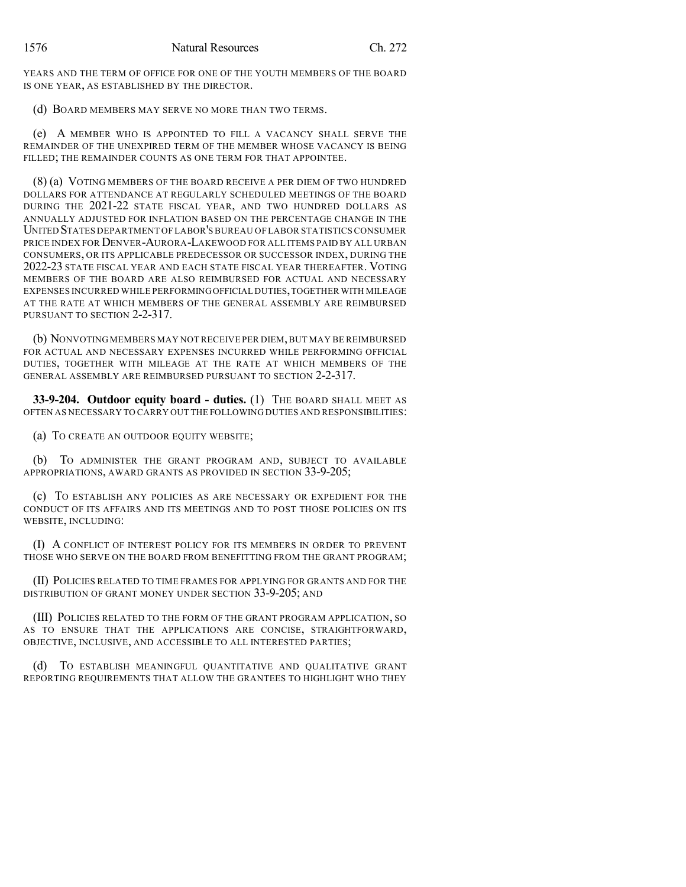YEARS AND THE TERM OF OFFICE FOR ONE OF THE YOUTH MEMBERS OF THE BOARD IS ONE YEAR, AS ESTABLISHED BY THE DIRECTOR.

(d) BOARD MEMBERS MAY SERVE NO MORE THAN TWO TERMS.

(e) A MEMBER WHO IS APPOINTED TO FILL A VACANCY SHALL SERVE THE REMAINDER OF THE UNEXPIRED TERM OF THE MEMBER WHOSE VACANCY IS BEING FILLED; THE REMAINDER COUNTS AS ONE TERM FOR THAT APPOINTEE.

(8) (a) VOTING MEMBERS OF THE BOARD RECEIVE A PER DIEM OF TWO HUNDRED DOLLARS FOR ATTENDANCE AT REGULARLY SCHEDULED MEETINGS OF THE BOARD DURING THE 2021-22 STATE FISCAL YEAR, AND TWO HUNDRED DOLLARS AS ANNUALLY ADJUSTED FOR INFLATION BASED ON THE PERCENTAGE CHANGE IN THE UNITED STATES DEPARTMENT OF LABOR'S BUREAU OF LABOR STATISTICS CONSUMER PRICE INDEX FOR DENVER-AURORA-LAKEWOOD FOR ALL ITEMS PAID BY ALL URBAN CONSUMERS, OR ITS APPLICABLE PREDECESSOR OR SUCCESSOR INDEX, DURING THE 2022-23 STATE FISCAL YEAR AND EACH STATE FISCAL YEAR THEREAFTER. VOTING MEMBERS OF THE BOARD ARE ALSO REIMBURSED FOR ACTUAL AND NECESSARY EXPENSES INCURRED WHILE PERFORMING OFFICIAL DUTIES, TOGETHER WITH MILEAGE AT THE RATE AT WHICH MEMBERS OF THE GENERAL ASSEMBLY ARE REIMBURSED PURSUANT TO SECTION 2-2-317.

(b) NONVOTING MEMBERS MAY NOT RECEIVE PER DIEM, BUT MAY BE REIMBURSED FOR ACTUAL AND NECESSARY EXPENSES INCURRED WHILE PERFORMING OFFICIAL DUTIES, TOGETHER WITH MILEAGE AT THE RATE AT WHICH MEMBERS OF THE GENERAL ASSEMBLY ARE REIMBURSED PURSUANT TO SECTION 2-2-317.

**33-9-204. Outdoor equity board - duties.** (1) THE BOARD SHALL MEET AS OFTEN AS NECESSARY TO CARRY OUT THE FOLLOWING DUTIES AND RESPONSIBILITIES:

(a) TO CREATE AN OUTDOOR EQUITY WEBSITE;

(b) TO ADMINISTER THE GRANT PROGRAM AND, SUBJECT TO AVAILABLE APPROPRIATIONS, AWARD GRANTS AS PROVIDED IN SECTION 33-9-205;

(c) TO ESTABLISH ANY POLICIES AS ARE NECESSARY OR EXPEDIENT FOR THE CONDUCT OF ITS AFFAIRS AND ITS MEETINGS AND TO POST THOSE POLICIES ON ITS WEBSITE, INCLUDING:

(I) A CONFLICT OF INTEREST POLICY FOR ITS MEMBERS IN ORDER TO PREVENT THOSE WHO SERVE ON THE BOARD FROM BENEFITTING FROM THE GRANT PROGRAM;

(II) POLICIES RELATED TO TIME FRAMES FOR APPLYING FOR GRANTS AND FOR THE DISTRIBUTION OF GRANT MONEY UNDER SECTION 33-9-205; AND

(III) POLICIES RELATED TO THE FORM OF THE GRANT PROGRAM APPLICATION, SO AS TO ENSURE THAT THE APPLICATIONS ARE CONCISE, STRAIGHTFORWARD, OBJECTIVE, INCLUSIVE, AND ACCESSIBLE TO ALL INTERESTED PARTIES;

(d) TO ESTABLISH MEANINGFUL QUANTITATIVE AND QUALITATIVE GRANT REPORTING REQUIREMENTS THAT ALLOW THE GRANTEES TO HIGHLIGHT WHO THEY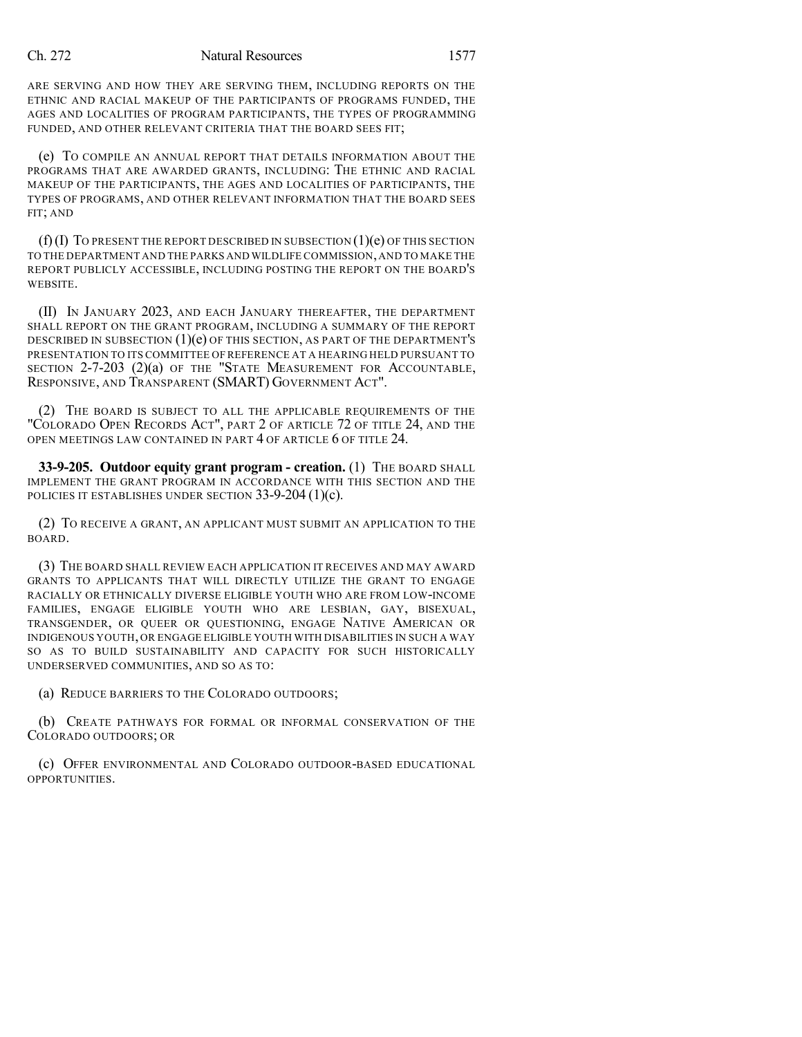ARE SERVING AND HOW THEY ARE SERVING THEM, INCLUDING REPORTS ON THE ETHNIC AND RACIAL MAKEUP OF THE PARTICIPANTS OF PROGRAMS FUNDED, THE AGES AND LOCALITIES OF PROGRAM PARTICIPANTS, THE TYPES OF PROGRAMMING FUNDED, AND OTHER RELEVANT CRITERIA THAT THE BOARD SEES FIT;

(e) TO COMPILE AN ANNUAL REPORT THAT DETAILS INFORMATION ABOUT THE PROGRAMS THAT ARE AWARDED GRANTS, INCLUDING: THE ETHNIC AND RACIAL MAKEUP OF THE PARTICIPANTS, THE AGES AND LOCALITIES OF PARTICIPANTS, THE TYPES OF PROGRAMS, AND OTHER RELEVANT INFORMATION THAT THE BOARD SEES FIT; AND

(f) (I) TO PRESENT THE REPORT DESCRIBED IN SUBSECTION (1)(e) OF THIS SECTION TO THE DEPARTMENT AND THE PARKS AND WILDLIFE COMMISSION, AND TO MAKE THE REPORT PUBLICLY ACCESSIBLE, INCLUDING POSTING THE REPORT ON THE BOARD'S WEBSITE.

(II) IN JANUARY 2023, AND EACH JANUARY THEREAFTER, THE DEPARTMENT SHALL REPORT ON THE GRANT PROGRAM, INCLUDING A SUMMARY OF THE REPORT DESCRIBED IN SUBSECTION (1)(e) OF THIS SECTION, AS PART OF THE DEPARTMENT'S PRESENTATION TO ITS COMMITTEE OF REFERENCE AT A HEARING HELD PURSUANT TO SECTION 2-7-203 (2)(a) OF THE "STATE MEASUREMENT FOR ACCOUNTABLE, RESPONSIVE, AND TRANSPARENT (SMART) GOVERNMENT ACT".

(2) THE BOARD IS SUBJECT TO ALL THE APPLICABLE REQUIREMENTS OF THE "COLORADO OPEN RECORDS ACT", PART 2 OF ARTICLE 72 OF TITLE 24, AND THE OPEN MEETINGS LAW CONTAINED IN PART 4 OF ARTICLE 6 OF TITLE 24.

**33-9-205. Outdoor equity grant program - creation.** (1) THE BOARD SHALL IMPLEMENT THE GRANT PROGRAM IN ACCORDANCE WITH THIS SECTION AND THE POLICIES IT ESTABLISHES UNDER SECTION 33-9-204 (1)(c).

(2) TO RECEIVE A GRANT, AN APPLICANT MUST SUBMIT AN APPLICATION TO THE BOARD.

(3) THE BOARD SHALL REVIEW EACH APPLICATION IT RECEIVES AND MAY AWARD GRANTS TO APPLICANTS THAT WILL DIRECTLY UTILIZE THE GRANT TO ENGAGE RACIALLY OR ETHNICALLY DIVERSE ELIGIBLE YOUTH WHO ARE FROM LOW-INCOME FAMILIES, ENGAGE ELIGIBLE YOUTH WHO ARE LESBIAN, GAY, BISEXUAL, TRANSGENDER, OR QUEER OR QUESTIONING, ENGAGE NATIVE AMERICAN OR INDIGENOUS YOUTH, OR ENGAGE ELIGIBLE YOUTH WITH DISABILITIES IN SUCH A WAY SO AS TO BUILD SUSTAINABILITY AND CAPACITY FOR SUCH HISTORICALLY UNDERSERVED COMMUNITIES, AND SO AS TO:

(a) REDUCE BARRIERS TO THE COLORADO OUTDOORS;

(b) CREATE PATHWAYS FOR FORMAL OR INFORMAL CONSERVATION OF THE COLORADO OUTDOORS; OR

(c) OFFER ENVIRONMENTAL AND COLORADO OUTDOOR-BASED EDUCATIONAL OPPORTUNITIES.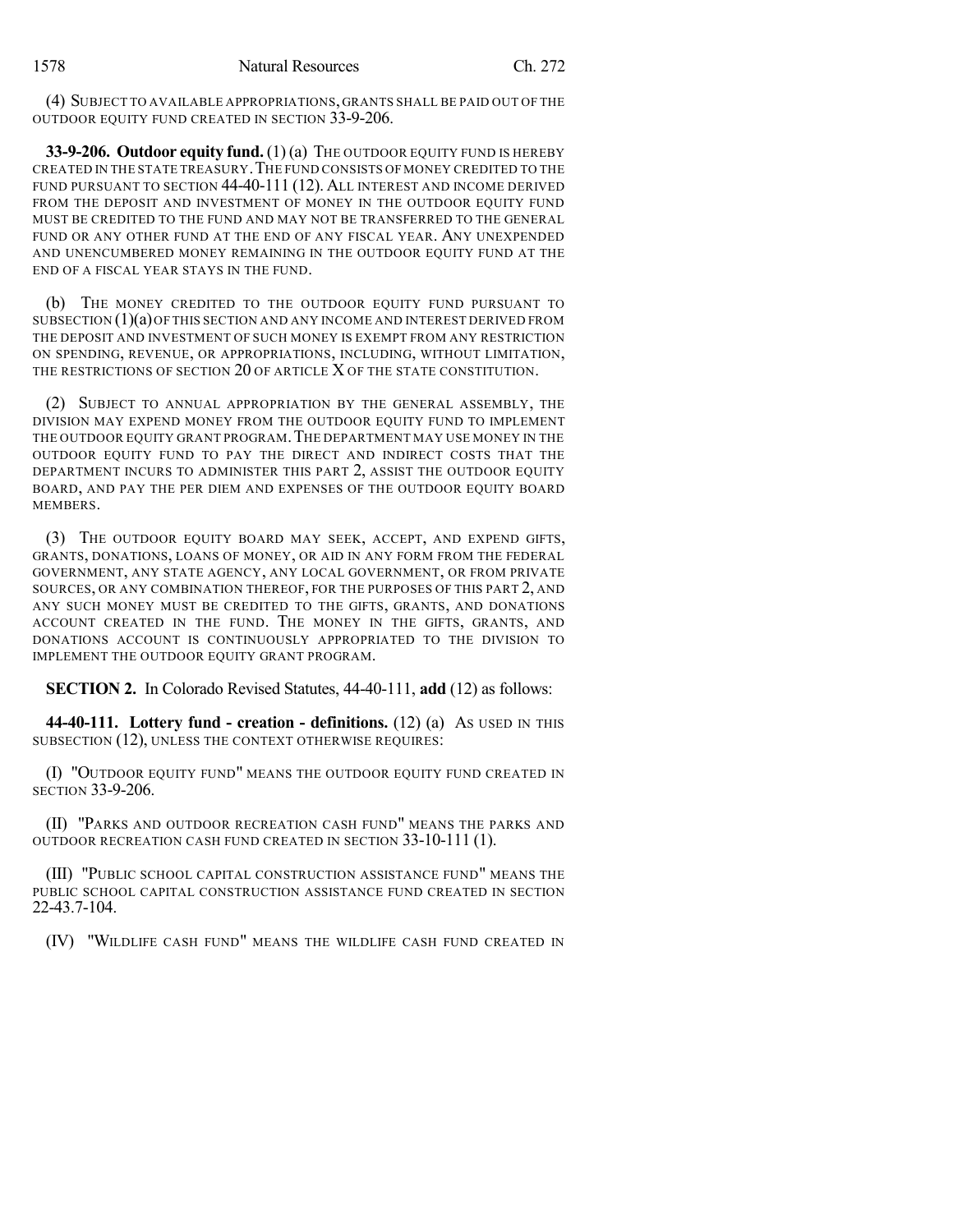(4) SUBJECT TO AVAILABLE APPROPRIATIONS, GRANTS SHALL BE PAID OUT OF THE OUTDOOR EQUITY FUND CREATED IN SECTION 33-9-206.

**33-9-206. Outdoor equity fund.** (1) (a) THE OUTDOOR EQUITY FUND IS HEREBY CREATED IN THE STATE TREASURY. THE FUND CONSISTS OF MONEY CREDITED TO THE FUND PURSUANT TO SECTION 44-40-111 (12). ALL INTEREST AND INCOME DERIVED FROM THE DEPOSIT AND INVESTMENT OF MONEY IN THE OUTDOOR EQUITY FUND MUST BE CREDITED TO THE FUND AND MAY NOT BE TRANSFERRED TO THE GENERAL FUND OR ANY OTHER FUND AT THE END OF ANY FISCAL YEAR. ANY UNEXPENDED AND UNENCUMBERED MONEY REMAINING IN THE OUTDOOR EQUITY FUND AT THE END OF A FISCAL YEAR STAYS IN THE FUND.

(b) THE MONEY CREDITED TO THE OUTDOOR EQUITY FUND PURSUANT TO SUBSECTION (1)(a) OF THIS SECTION AND ANY INCOME AND INTEREST DERIVED FROM THE DEPOSIT AND INVESTMENT OF SUCH MONEY IS EXEMPT FROM ANY RESTRICTION ON SPENDING, REVENUE, OR APPROPRIATIONS, INCLUDING, WITHOUT LIMITATION, THE RESTRICTIONS OF SECTION 20 OF ARTICLE X OF THE STATE CONSTITUTION.

(2) SUBJECT TO ANNUAL APPROPRIATION BY THE GENERAL ASSEMBLY, THE DIVISION MAY EXPEND MONEY FROM THE OUTDOOR EQUITY FUND TO IMPLEMENT THE OUTDOOR EQUITY GRANT PROGRAM. THE DEPARTMENT MAY USE MONEY IN THE OUTDOOR EQUITY FUND TO PAY THE DIRECT AND INDIRECT COSTS THAT THE DEPARTMENT INCURS TO ADMINISTER THIS PART 2, ASSIST THE OUTDOOR EQUITY BOARD, AND PAY THE PER DIEM AND EXPENSES OF THE OUTDOOR EQUITY BOARD MEMBERS.

(3) THE OUTDOOR EQUITY BOARD MAY SEEK, ACCEPT, AND EXPEND GIFTS, GRANTS, DONATIONS, LOANS OF MONEY, OR AID IN ANY FORM FROM THE FEDERAL GOVERNMENT, ANY STATE AGENCY, ANY LOCAL GOVERNMENT, OR FROM PRIVATE SOURCES, OR ANY COMBINATION THEREOF, FOR THE PURPOSES OF THIS PART 2, AND ANY SUCH MONEY MUST BE CREDITED TO THE GIFTS, GRANTS, AND DONATIONS ACCOUNT CREATED IN THE FUND. THE MONEY IN THE GIFTS, GRANTS, AND DONATIONS ACCOUNT IS CONTINUOUSLY APPROPRIATED TO THE DIVISION TO IMPLEMENT THE OUTDOOR EQUITY GRANT PROGRAM.

**SECTION 2.** In Colorado Revised Statutes, 44-40-111, **add** (12) as follows:

**44-40-111. Lottery fund - creation - definitions.** (12) (a) AS USED IN THIS SUBSECTION (12), UNLESS THE CONTEXT OTHERWISE REQUIRES:

(I) "OUTDOOR EQUITY FUND" MEANS THE OUTDOOR EQUITY FUND CREATED IN SECTION 33-9-206.

(II) "PARKS AND OUTDOOR RECREATION CASH FUND" MEANS THE PARKS AND OUTDOOR RECREATION CASH FUND CREATED IN SECTION 33-10-111 (1).

(III) "PUBLIC SCHOOL CAPITAL CONSTRUCTION ASSISTANCE FUND" MEANS THE PUBLIC SCHOOL CAPITAL CONSTRUCTION ASSISTANCE FUND CREATED IN SECTION 22-43.7-104.

(IV) "WILDLIFE CASH FUND" MEANS THE WILDLIFE CASH FUND CREATED IN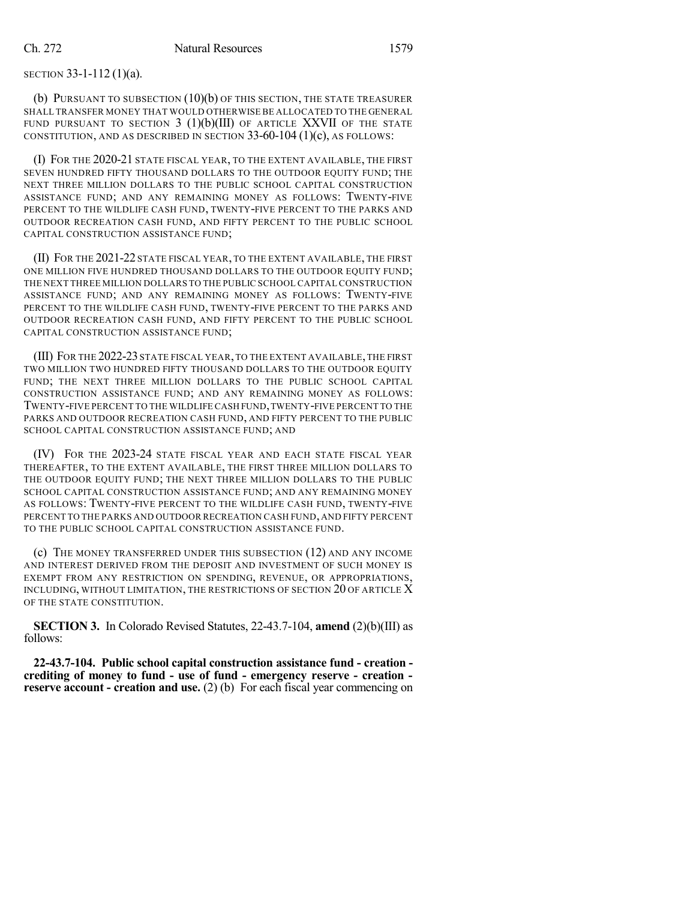SECTION 33-1-112 (1)(a).

(b) PURSUANT TO SUBSECTION (10)(b) OF THIS SECTION, THE STATE TREASURER SHALL TRANSFER MONEY THAT WOULD OTHERWISE BE ALLOCATED TO THE GENERAL FUND PURSUANT TO SECTION 3 (1)(b)(III) OF ARTICLE XXVII OF THE STATE CONSTITUTION, AND AS DESCRIBED IN SECTION 33-60-104 (1)(c), AS FOLLOWS:

(I) FOR THE 2020-21 STATE FISCAL YEAR, TO THE EXTENT AVAILABLE, THE FIRST SEVEN HUNDRED FIFTY THOUSAND DOLLARS TO THE OUTDOOR EQUITY FUND; THE NEXT THREE MILLION DOLLARS TO THE PUBLIC SCHOOL CAPITAL CONSTRUCTION ASSISTANCE FUND; AND ANY REMAINING MONEY AS FOLLOWS: TWENTY-FIVE PERCENT TO THE WILDLIFE CASH FUND, TWENTY-FIVE PERCENT TO THE PARKS AND OUTDOOR RECREATION CASH FUND, AND FIFTY PERCENT TO THE PUBLIC SCHOOL CAPITAL CONSTRUCTION ASSISTANCE FUND;

(II) FOR THE 2021-22 STATE FISCAL YEAR, TO THE EXTENT AVAILABLE, THE FIRST ONE MILLION FIVE HUNDRED THOUSAND DOLLARS TO THE OUTDOOR EQUITY FUND; THE NEXT THREE MILLION DOLLARS TO THE PUBLIC SCHOOL CAPITAL CONSTRUCTION ASSISTANCE FUND; AND ANY REMAINING MONEY AS FOLLOWS: TWENTY-FIVE PERCENT TO THE WILDLIFE CASH FUND, TWENTY-FIVE PERCENT TO THE PARKS AND OUTDOOR RECREATION CASH FUND, AND FIFTY PERCENT TO THE PUBLIC SCHOOL CAPITAL CONSTRUCTION ASSISTANCE FUND;

(III) FOR THE 2022-23 STATE FISCAL YEAR, TO THE EXTENT AVAILABLE, THE FIRST TWO MILLION TWO HUNDRED FIFTY THOUSAND DOLLARS TO THE OUTDOOR EQUITY FUND; THE NEXT THREE MILLION DOLLARS TO THE PUBLIC SCHOOL CAPITAL CONSTRUCTION ASSISTANCE FUND; AND ANY REMAINING MONEY AS FOLLOWS: TWENTY-FIVE PERCENT TO THE WILDLIFE CASH FUND, TWENTY-FIVE PERCENT TO THE PARKS AND OUTDOOR RECREATION CASH FUND, AND FIFTY PERCENT TO THE PUBLIC SCHOOL CAPITAL CONSTRUCTION ASSISTANCE FUND; AND

(IV) FOR THE 2023-24 STATE FISCAL YEAR AND EACH STATE FISCAL YEAR THEREAFTER, TO THE EXTENT AVAILABLE, THE FIRST THREE MILLION DOLLARS TO THE OUTDOOR EQUITY FUND; THE NEXT THREE MILLION DOLLARS TO THE PUBLIC SCHOOL CAPITAL CONSTRUCTION ASSISTANCE FUND; AND ANY REMAINING MONEY AS FOLLOWS: TWENTY-FIVE PERCENT TO THE WILDLIFE CASH FUND, TWENTY-FIVE PERCENT TO THE PARKS AND OUTDOOR RECREATION CASH FUND, AND FIFTY PERCENT TO THE PUBLIC SCHOOL CAPITAL CONSTRUCTION ASSISTANCE FUND.

(c) THE MONEY TRANSFERRED UNDER THIS SUBSECTION (12) AND ANY INCOME AND INTEREST DERIVED FROM THE DEPOSIT AND INVESTMENT OF SUCH MONEY IS EXEMPT FROM ANY RESTRICTION ON SPENDING, REVENUE, OR APPROPRIATIONS, INCLUDING, WITHOUT LIMITATION, THE RESTRICTIONS OF SECTION 20 OF ARTICLE X OF THE STATE CONSTITUTION.

**SECTION 3.** In Colorado Revised Statutes, 22-43.7-104, **amend** (2)(b)(III) as follows:

**22-43.7-104. Public school capital construction assistance fund - creation - crediting of money to fund - use of fund - emergency reserve - creation - reserve account - creation and use.** (2) (b) For each fiscal year commencing on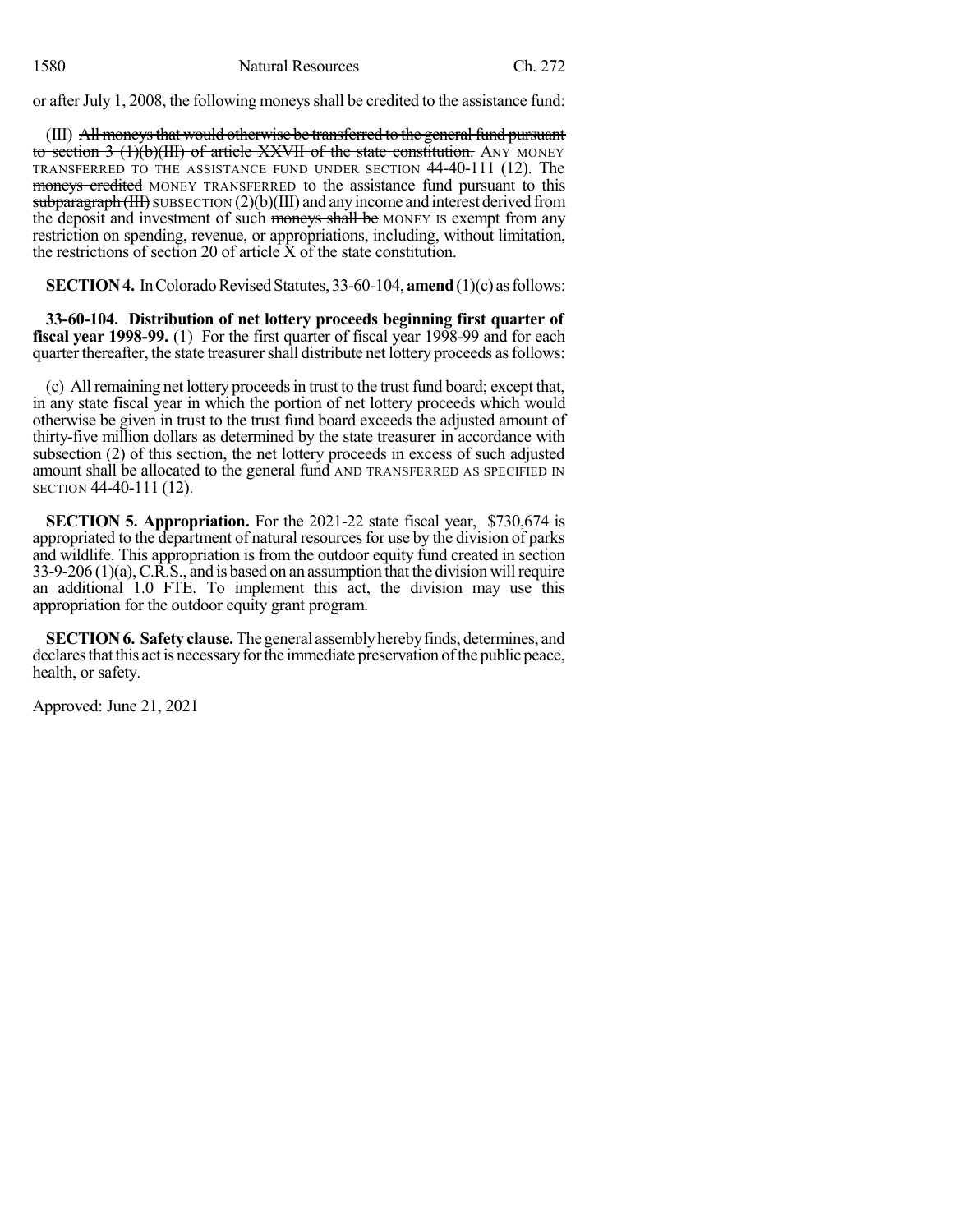or after July 1, 2008, the following moneys shall be credited to the assistance fund:

(III) ~~All moneys that would otherwise be transferred to the general fund pursuant to section 3 (1)(b)(III) of article XXVII of the state constitution.~~ ANY MONEY TRANSFERRED TO THE ASSISTANCE FUND UNDER SECTION 44-40-111 (12). The ~~moneys credited~~ MONEY TRANSFERRED to the assistance fund pursuant to this ~~subparagraph (III)~~ SUBSECTION (2)(b)(III) and any income and interest derived from the deposit and investment of such ~~moneys shall be~~ MONEY IS exempt from any restriction on spending, revenue, or appropriations, including, without limitation, the restrictions of section 20 of article X of the state constitution.

**SECTION 4.** In Colorado Revised Statutes, 33-60-104, **amend** (1)(c) as follows:

**33-60-104. Distribution of net lottery proceeds beginning first quarter of fiscal year 1998-99.** (1) For the first quarter of fiscal year 1998-99 and for each quarter thereafter, the state treasurer shall distribute net lottery proceeds as follows:

(c) All remaining net lottery proceeds in trust to the trust fund board; except that, in any state fiscal year in which the portion of net lottery proceeds which would otherwise be given in trust to the trust fund board exceeds the adjusted amount of thirty-five million dollars as determined by the state treasurer in accordance with subsection (2) of this section, the net lottery proceeds in excess of such adjusted amount shall be allocated to the general fund AND TRANSFERRED AS SPECIFIED IN SECTION 44-40-111 (12).

**SECTION 5. Appropriation.** For the 2021-22 state fiscal year, $730,674 is appropriated to the department of natural resources for use by the division of parks and wildlife. This appropriation is from the outdoor equity fund created in section 33-9-206 (1)(a), C.R.S., and is based on an assumption that the division will require an additional 1.0 FTE. To implement this act, the division may use this appropriation for the outdoor equity grant program.

**SECTION 6. Safety clause.** The general assembly hereby finds, determines, and declares that this act is necessary for the immediate preservation of the public peace, health, or safety.

Approved: June 21, 2021